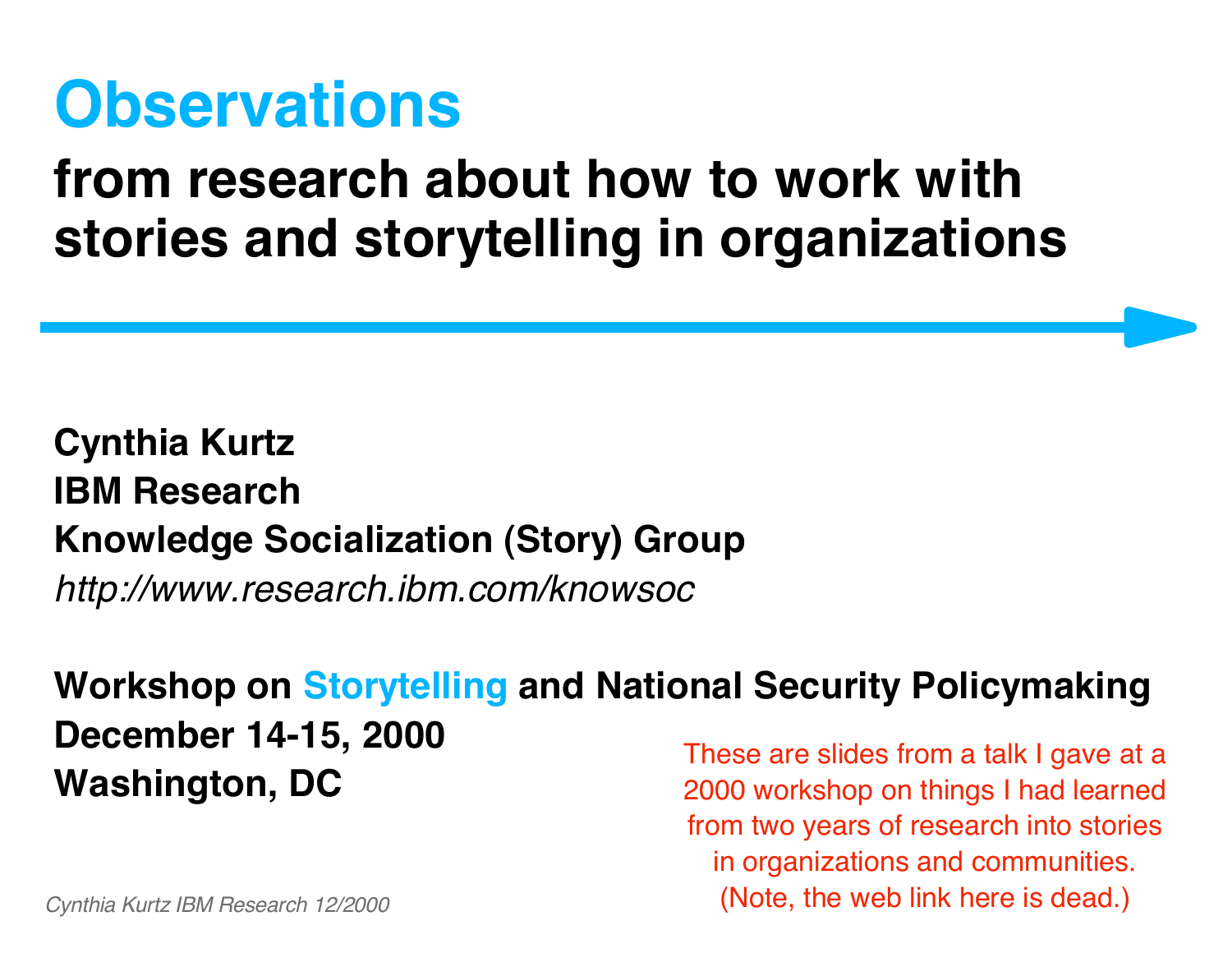# Observations

## from research about how to work with stories and storytelling in organizations

**Cynthia Kurtz**
**IBM Research**
**Knowledge Socialization (Story) Group**
*http://www.research.ibm.com/knowsoc*

**Workshop on Storytelling and National Security Policymaking**
**December 14-15, 2000**
**Washington, DC**

These are slides from a talk I gave at a 2000 workshop on things I had learned from two years of research into stories in organizations and communities. (Note, the web link here is dead.)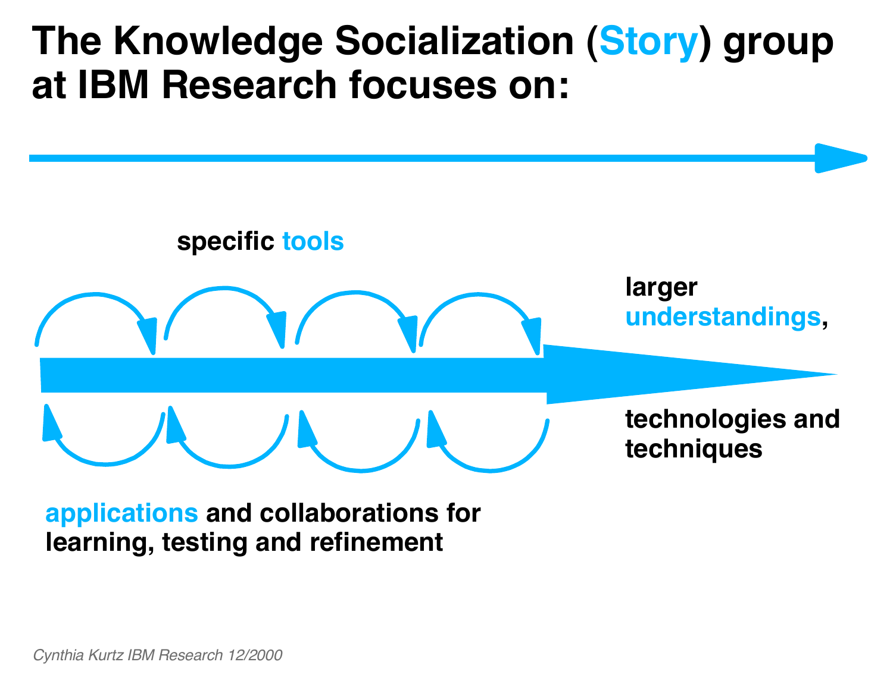# The Knowledge Socialization (Story) group at IBM Research focuses on:

specific tools

larger understandings,

technologies and techniques

applications and collaborations for learning, testing and refinement

*Cynthia Kurtz IBM Research 12/2000*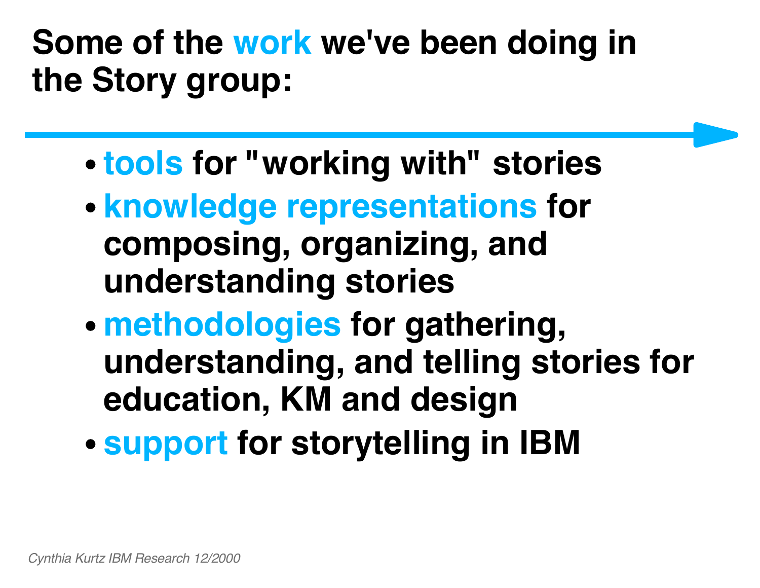# Some of the work we've been doing in the Story group:

- **tools** for "working with" stories
- **knowledge representations** for composing, organizing, and understanding stories
- **methodologies** for gathering, understanding, and telling stories for education, KM and design
- **support** for storytelling in IBM

*Cynthia Kurtz IBM Research 12/2000*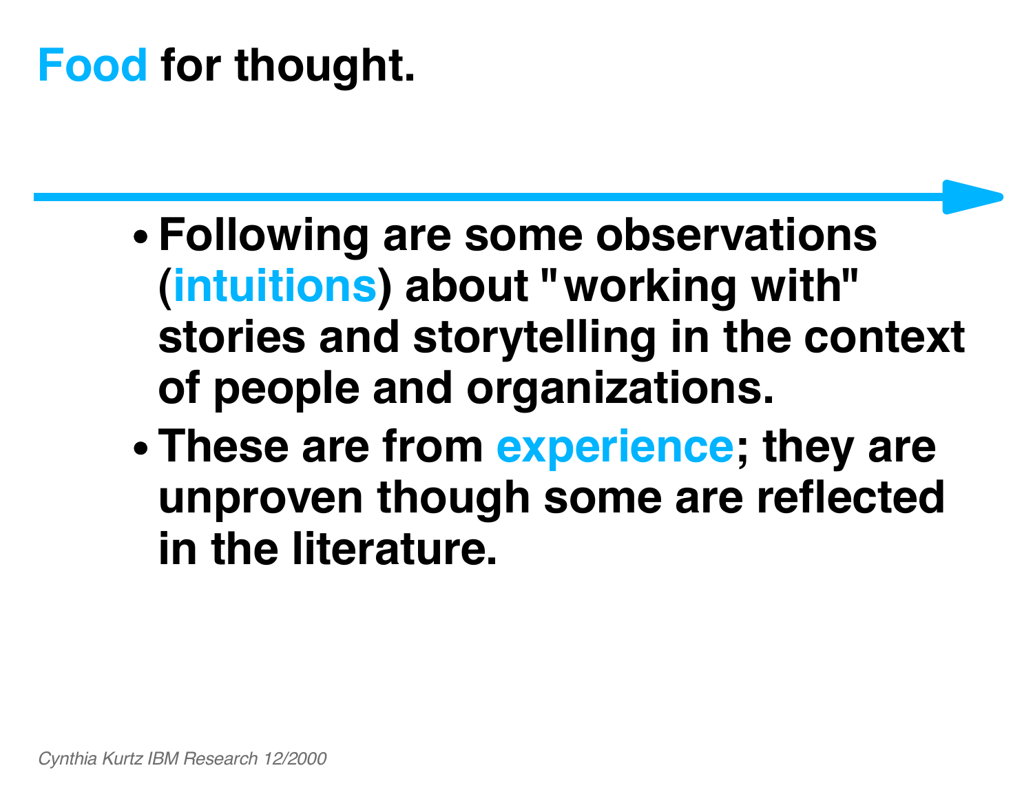# Food for thought.

- Following are some observations (intuitions) about "working with" stories and storytelling in the context of people and organizations.
- These are from experience; they are unproven though some are reflected in the literature.

*Cynthia Kurtz IBM Research 12/2000*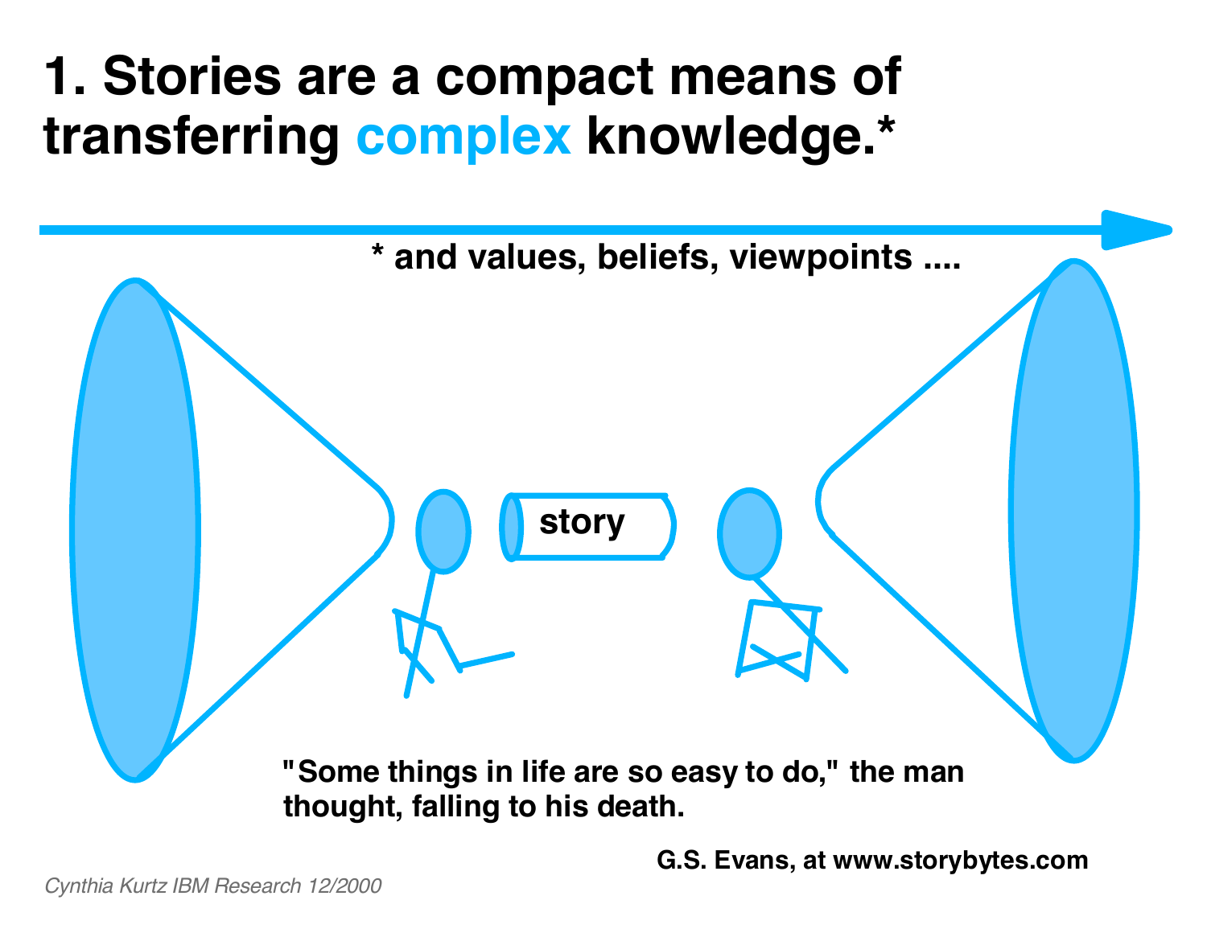# 1. Stories are a compact means of transferring complex knowledge.*

\* and values, beliefs, viewpoints ....

story

"Some things in life are so easy to do," the man thought, falling to his death.

G.S. Evans, at www.storybytes.com

*Cynthia Kurtz IBM Research 12/2000*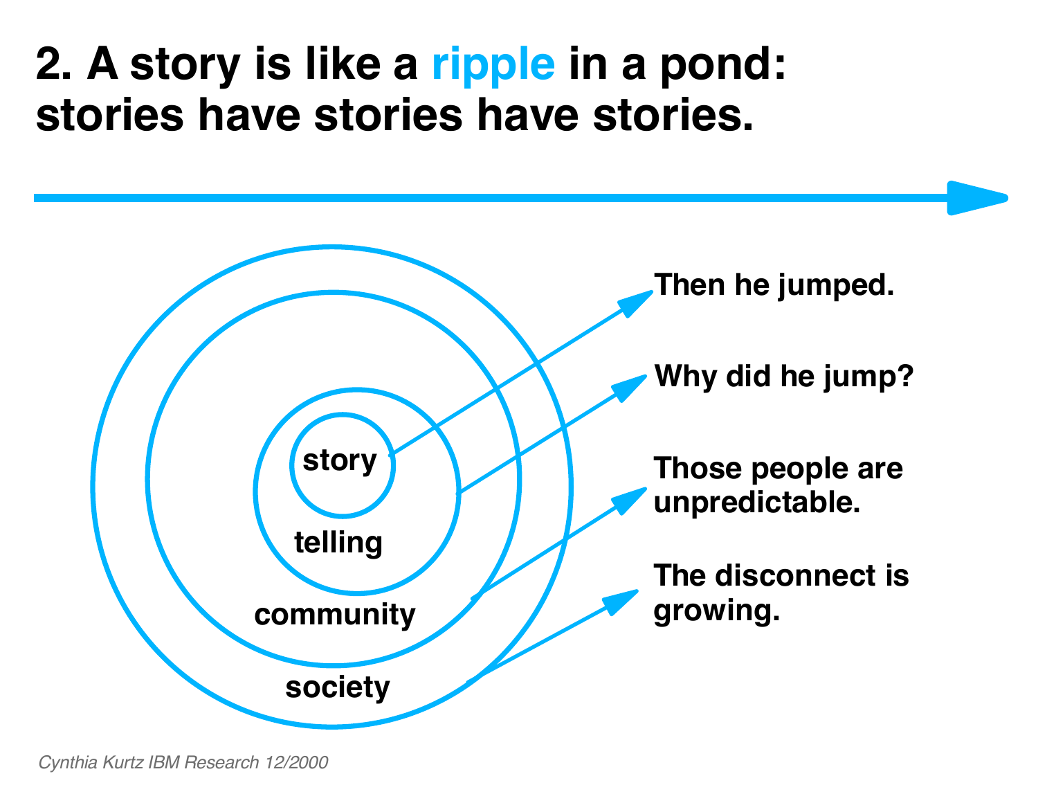# 2. A story is like a ripple in a pond: stories have stories have stories.

story

telling

community

society

Then he jumped.

Why did he jump?

Those people are unpredictable.

The disconnect is growing.

*Cynthia Kurtz IBM Research 12/2000*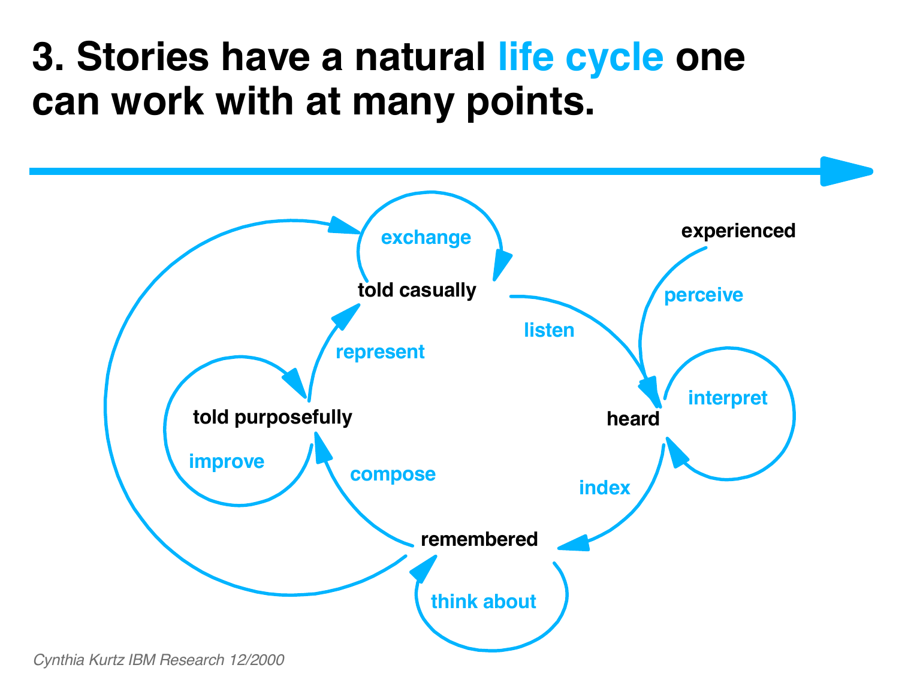# 3. Stories have a natural life cycle one can work with at many points.

experienced

perceive

heard

interpret

listen

told casually

exchange

represent

told purposefully

improve

compose

remembered

think about

index

*Cynthia Kurtz IBM Research 12/2000*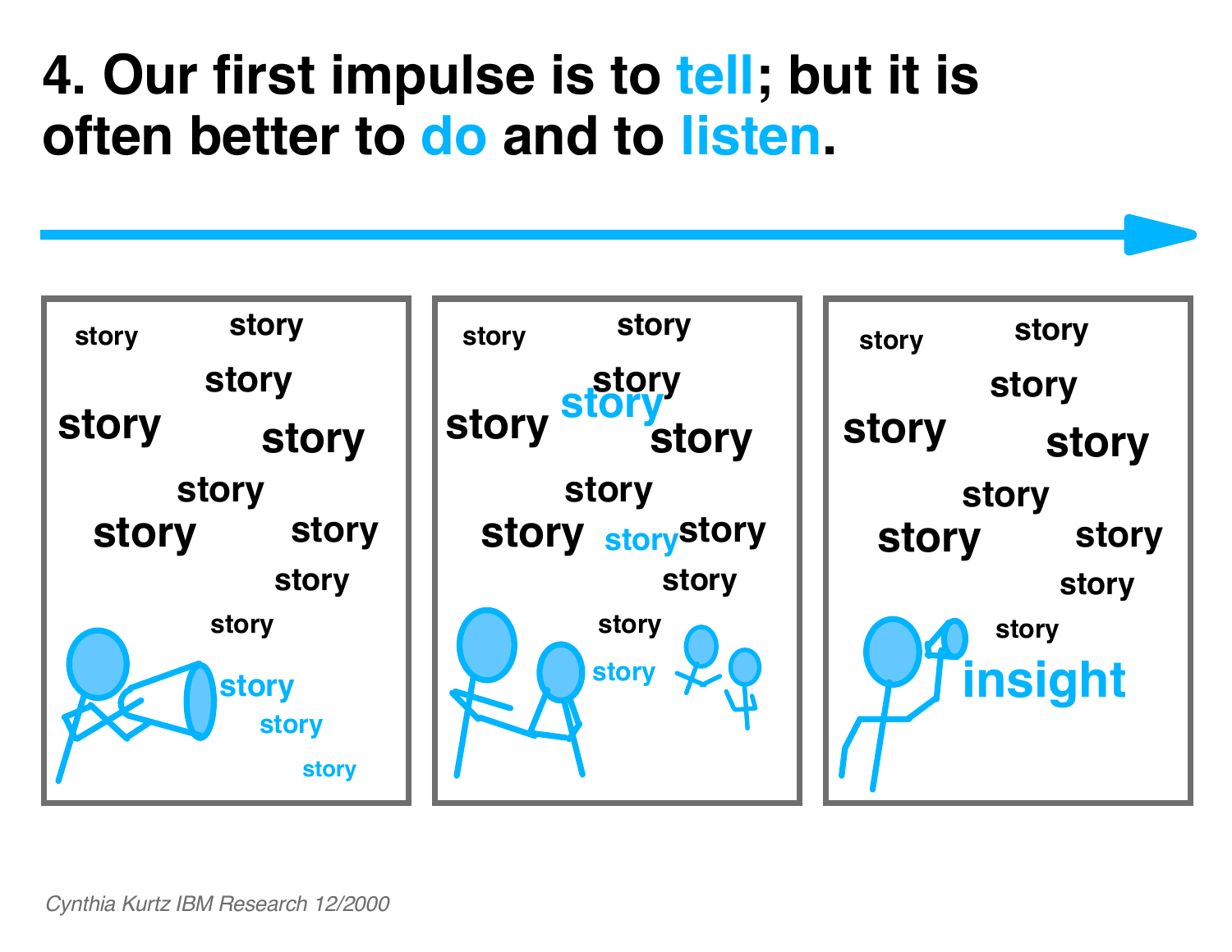# 4. Our first impulse is to tell; but it is often better to do and to listen.

*Cynthia Kurtz IBM Research 12/2000*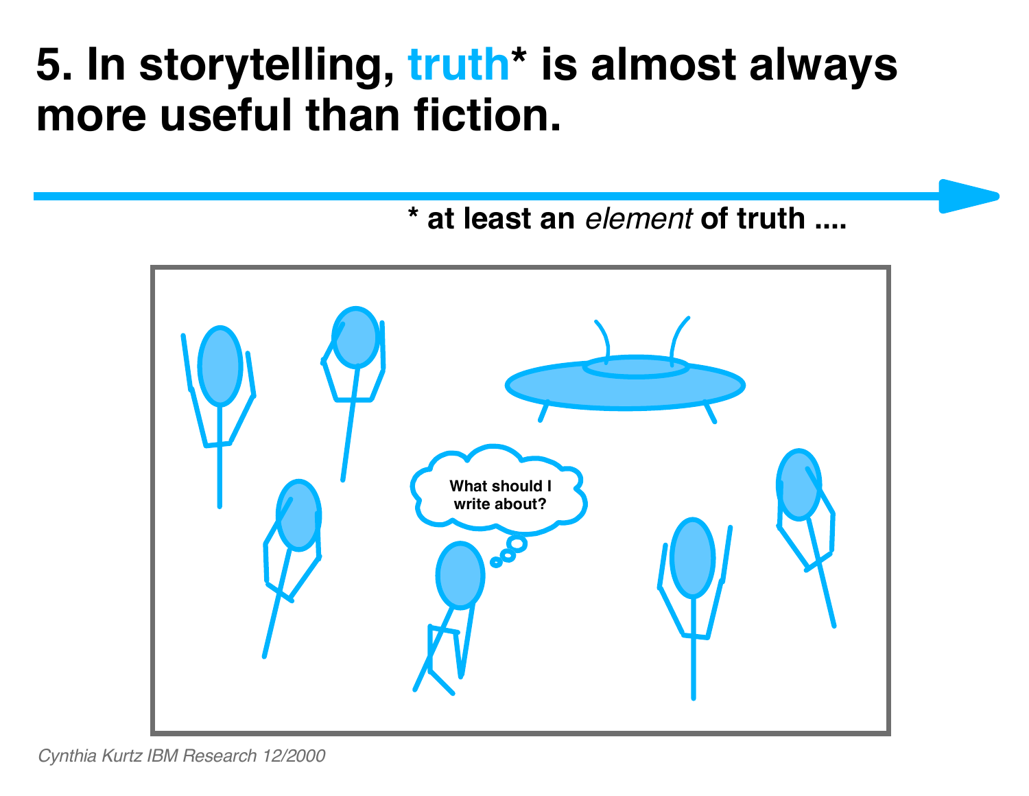# 5. In storytelling, truth* is almost always more useful than fiction.

** at least an *element* of truth ....*

Cynthia Kurtz IBM Research 12/2000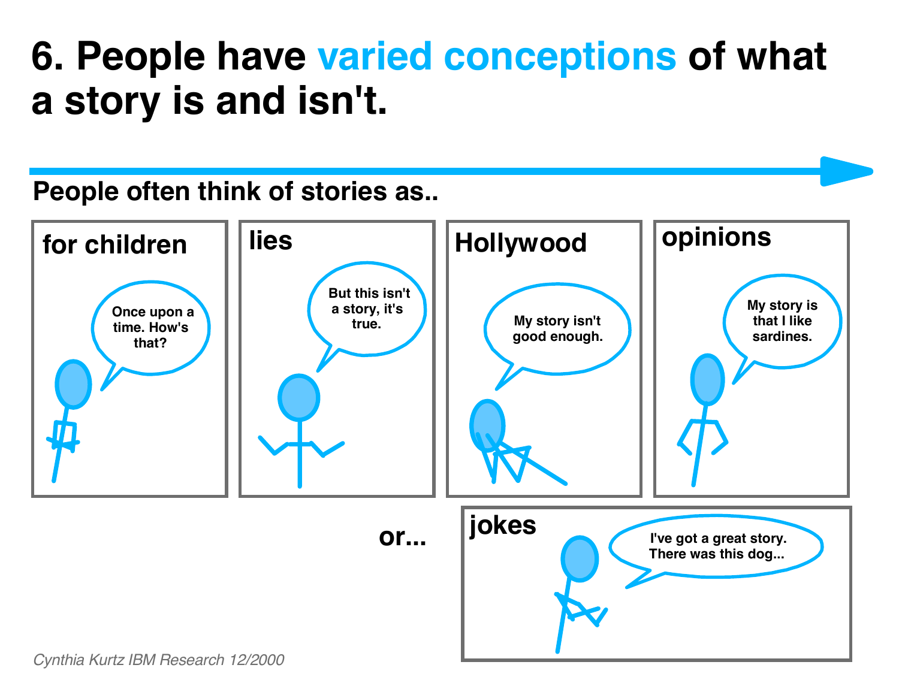# 6. People have varied conceptions of what a story is and isn't.

**People often think of stories as..**

**for children**

Once upon a time. How's that?

**lies**

But this isn't a story, it's true.

**Hollywood**

My story isn't good enough.

**opinions**

My story is that I like sardines.

**or...**

**jokes**

I've got a great story. There was this dog...

*Cynthia Kurtz IBM Research 12/2000*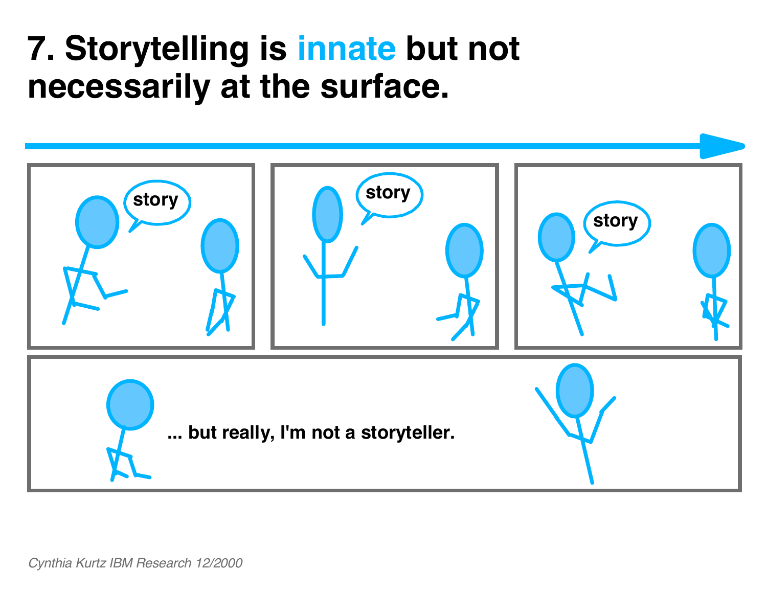# 7. Storytelling is innate but not necessarily at the surface.

story

story

story

... but really, I'm not a storyteller.

*Cynthia Kurtz IBM Research 12/2000*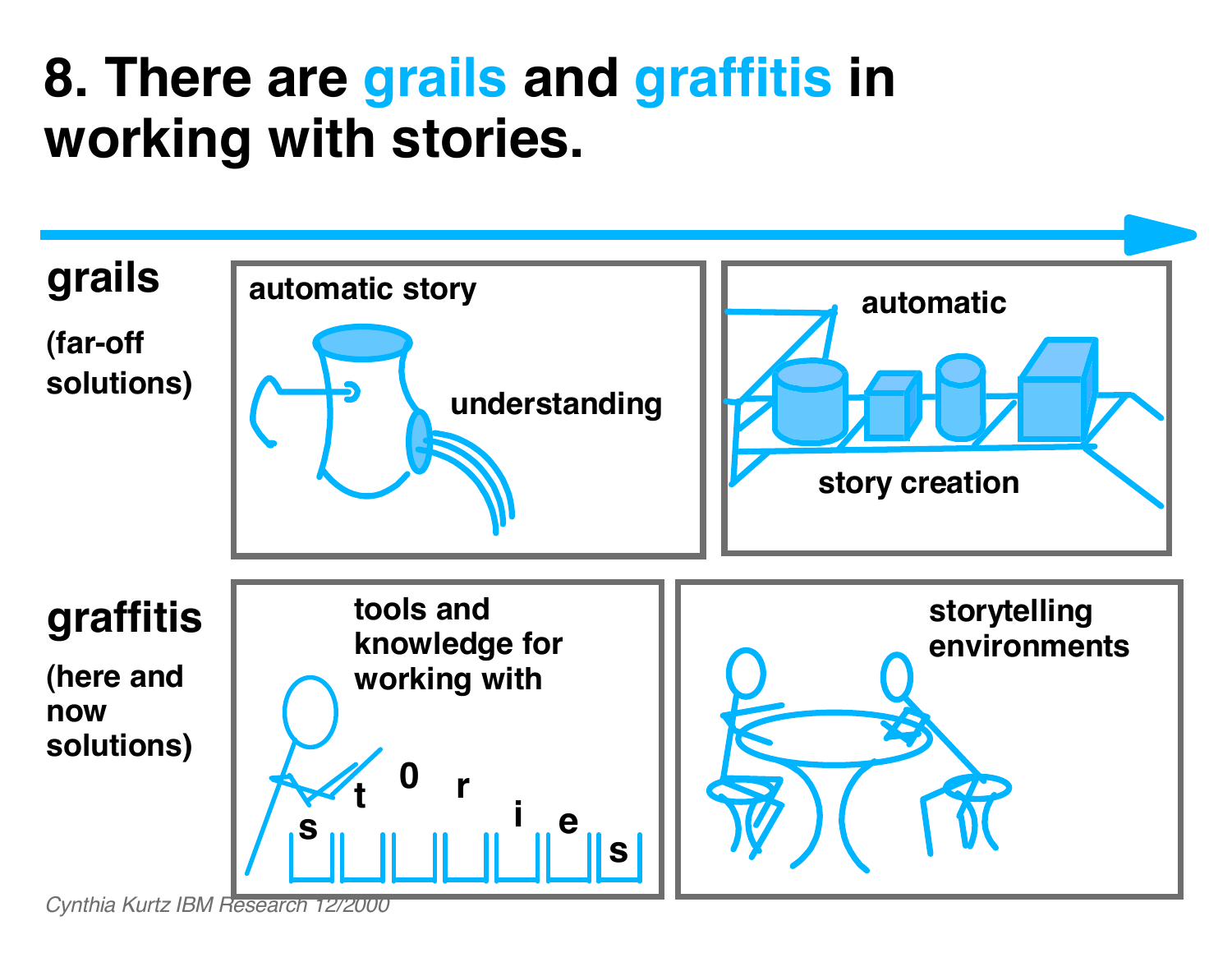# 8. There are grails and graffitis in working with stories.

**grails**

**(far-off solutions)**

- automatic story understanding
- automatic story creation

**graffitis**

**(here and now solutions)**

- tools and knowledge for working with stories
- storytelling environments

*Cynthia Kurtz IBM Research 12/2000*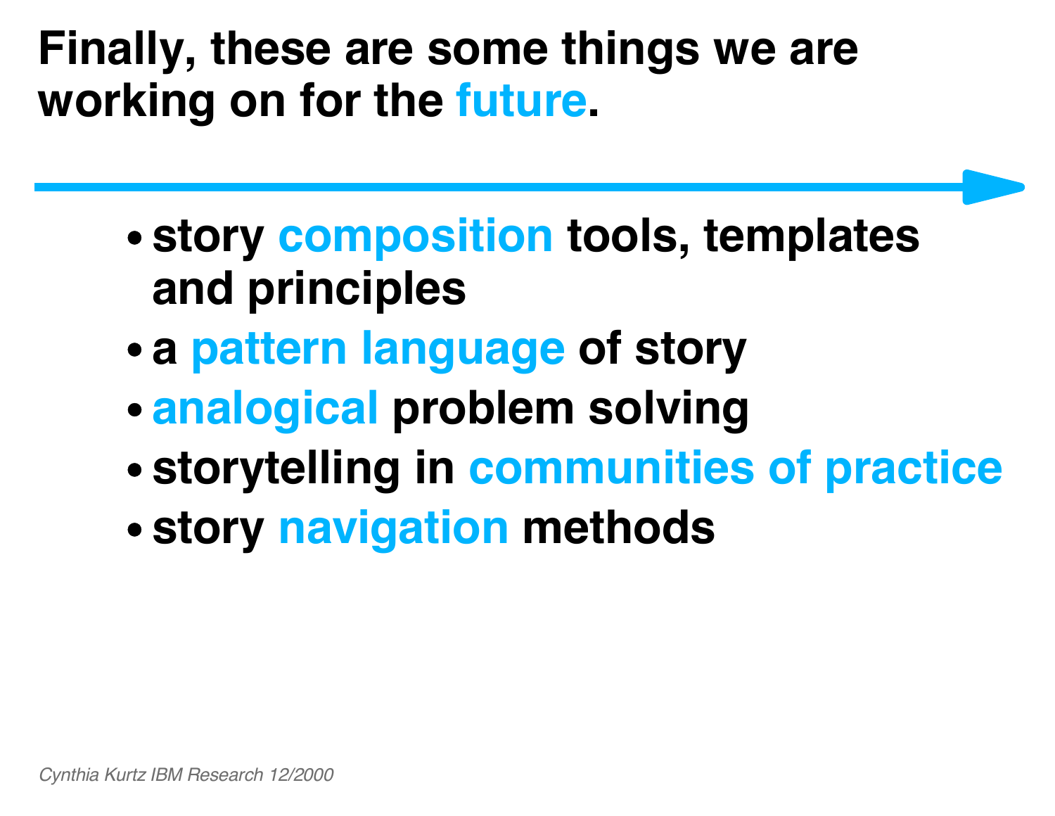# Finally, these are some things we are working on for the future.

- story composition tools, templates and principles
- a pattern language of story
- analogical problem solving
- storytelling in communities of practice
- story navigation methods

*Cynthia Kurtz IBM Research 12/2000*